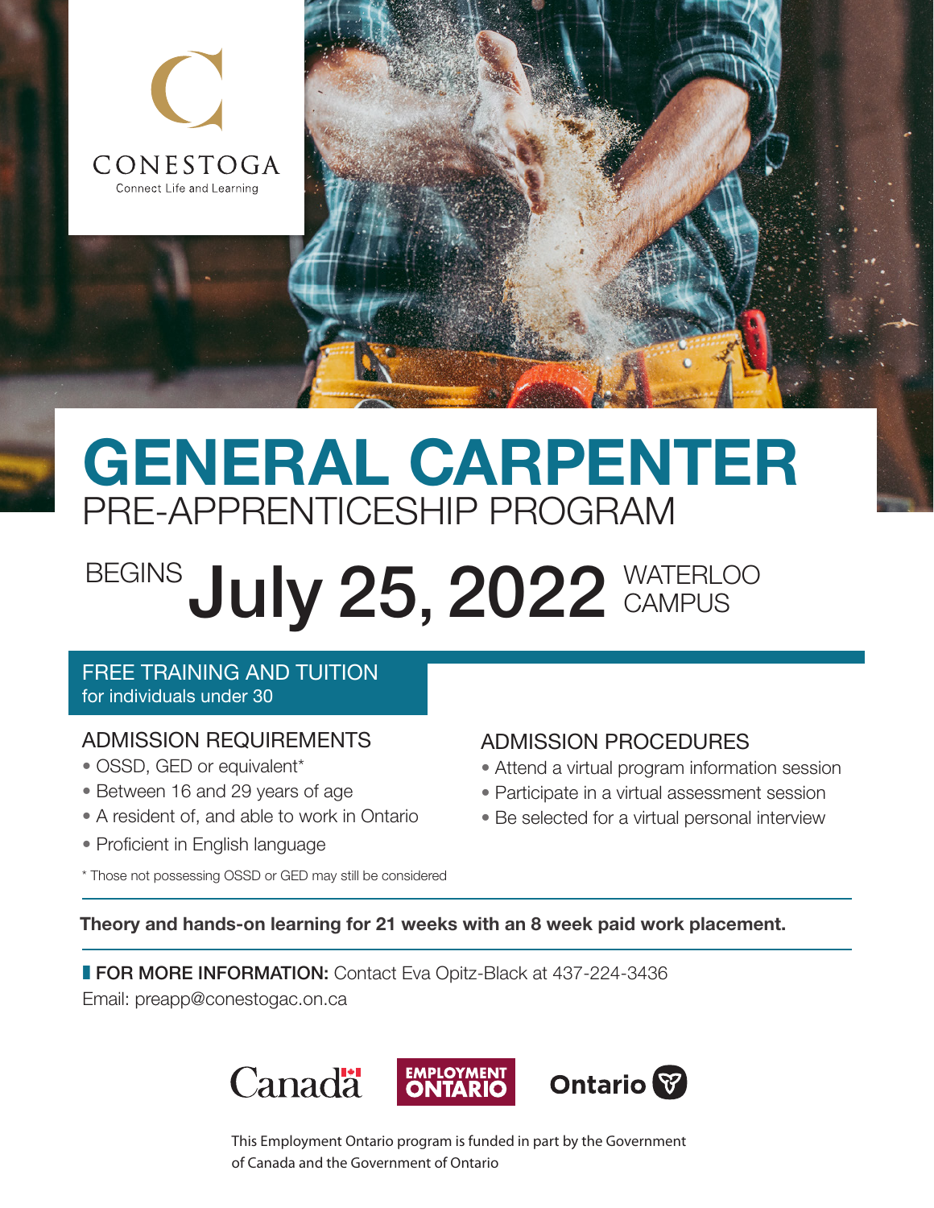CONESTOGA

Connect Life and Learning

# GENERAL CARPENTER

## PRE-APPRENTICESHIP PROGRAM

BEGINS **July 25, 2022** WATERLOO CAMPUS

**FREE TRAINING AND TUITION**
for individuals under 30

### ADMISSION REQUIREMENTS

- OSSD, GED or equivalent*
- Between 16 and 29 years of age
- A resident of, and able to work in Ontario
- Proficient in English language

\* Those not possessing OSSD or GED may still be considered

### ADMISSION PROCEDURES

- Attend a virtual program information session
- Participate in a virtual assessment session
- Be selected for a virtual personal interview

**Theory and hands-on learning for 21 weeks with an 8 week paid work placement.**

**FOR MORE INFORMATION:** Contact Eva Opitz-Black at 437-224-3436
Email: preapp@conestogac.on.ca

Canada | EMPLOYMENT ONTARIO | Ontario

This Employment Ontario program is funded in part by the Government of Canada and the Government of Ontario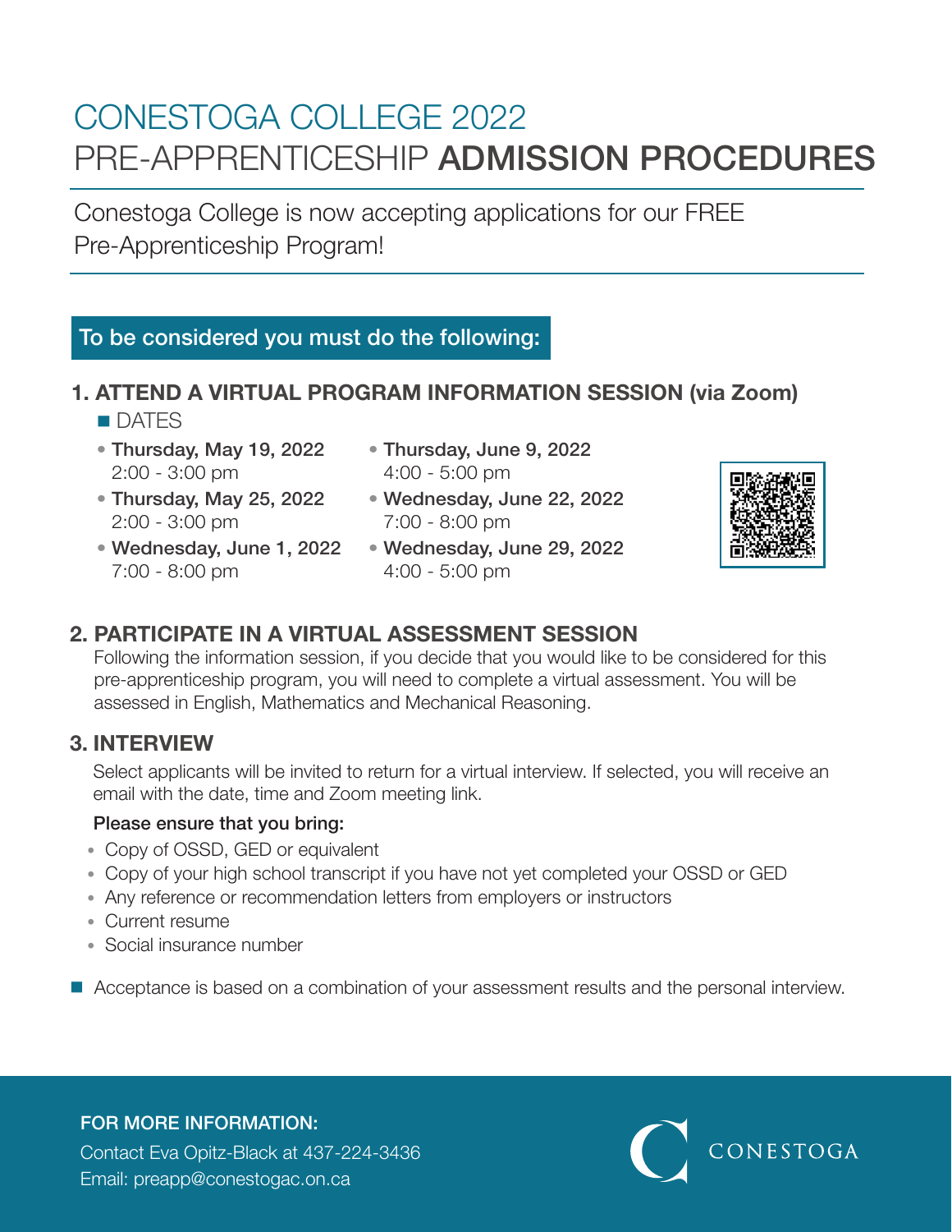# CONESTOGA COLLEGE 2022
# PRE-APPRENTICESHIP **ADMISSION PROCEDURES**

Conestoga College is now accepting applications for our FREE Pre-Apprenticeship Program!

## To be considered you must do the following:

### 1. ATTEND A VIRTUAL PROGRAM INFORMATION SESSION (via Zoom)

- DATES
  - **Thursday, May 19, 2022**
    2:00 - 3:00 pm
  - **Thursday, May 25, 2022**
    2:00 - 3:00 pm
  - **Wednesday, June 1, 2022**
    7:00 - 8:00 pm
  - **Thursday, June 9, 2022**
    4:00 - 5:00 pm
  - **Wednesday, June 22, 2022**
    7:00 - 8:00 pm
  - **Wednesday, June 29, 2022**
    4:00 - 5:00 pm

### 2. PARTICIPATE IN A VIRTUAL ASSESSMENT SESSION

Following the information session, if you decide that you would like to be considered for this pre-apprenticeship program, you will need to complete a virtual assessment. You will be assessed in English, Mathematics and Mechanical Reasoning.

### 3. INTERVIEW

Select applicants will be invited to return for a virtual interview. If selected, you will receive an email with the date, time and Zoom meeting link.

**Please ensure that you bring:**

- Copy of OSSD, GED or equivalent
- Copy of your high school transcript if you have not yet completed your OSSD or GED
- Any reference or recommendation letters from employers or instructors
- Current resume
- Social insurance number

- Acceptance is based on a combination of your assessment results and the personal interview.

**FOR MORE INFORMATION:**

Contact Eva Opitz-Black at 437-224-3436

Email: preapp@conestogac.on.ca

CONESTOGA